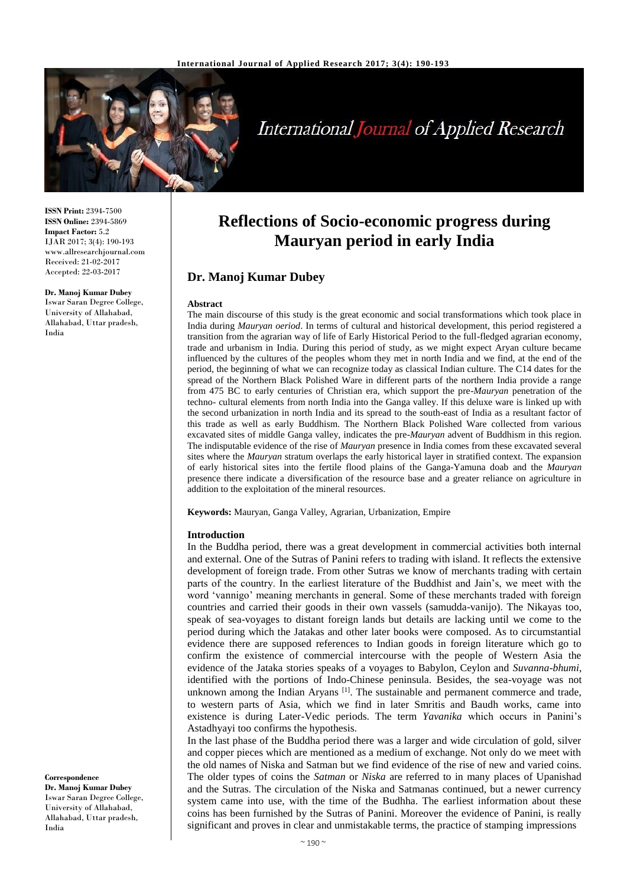**ISSN Print:** 2394-7500
**ISSN Online:** 2394-5869
**Impact Factor:** 5.2
IJAR 2017; 3(4): 190-193
www.allresearchjournal.com
Received: 21-02-2017
Accepted: 22-03-2017

**Dr. Manoj Kumar Dubey**
Iswar Saran Degree College, University of Allahabad, Allahabad, Uttar pradesh, India

**Correspondence**
**Dr. Manoj Kumar Dubey**
Iswar Saran Degree College, University of Allahabad, Allahabad, Uttar pradesh, India

# Reflections of Socio-economic progress during Mauryan period in early India

## Dr. Manoj Kumar Dubey

### Abstract

The main discourse of this study is the great economic and social transformations which took place in India during *Mauryan oeriod*. In terms of cultural and historical development, this period registered a transition from the agrarian way of life of Early Historical Period to the full-fledged agrarian economy, trade and urbanism in India. During this period of study, as we might expect Aryan culture became influenced by the cultures of the peoples whom they met in north India and we find, at the end of the period, the beginning of what we can recognize today as classical Indian culture. The C14 dates for the spread of the Northern Black Polished Ware in different parts of the northern India provide a range from 475 BC to early centuries of Christian era, which support the pre-*Mauryan* penetration of the techno- cultural elements from north India into the Ganga valley. If this deluxe ware is linked up with the second urbanization in north India and its spread to the south-east of India as a resultant factor of this trade as well as early Buddhism. The Northern Black Polished Ware collected from various excavated sites of middle Ganga valley, indicates the pre-*Mauryan* advent of Buddhism in this region. The indisputable evidence of the rise of *Mauryan* presence in India comes from these excavated several sites where the *Mauryan* stratum overlaps the early historical layer in stratified context. The expansion of early historical sites into the fertile flood plains of the Ganga-Yamuna doab and the *Mauryan* presence there indicate a diversification of the resource base and a greater reliance on agriculture in addition to the exploitation of the mineral resources.

**Keywords:** Mauryan, Ganga Valley, Agrarian, Urbanization, Empire

### Introduction

In the Buddha period, there was a great development in commercial activities both internal and external. One of the Sutras of Panini refers to trading with island. It reflects the extensive development of foreign trade. From other Sutras we know of merchants trading with certain parts of the country. In the earliest literature of the Buddhist and Jain's, we meet with the word 'vannigo' meaning merchants in general. Some of these merchants traded with foreign countries and carried their goods in their own vassels (samudda-vanijo). The Nikayas too, speak of sea-voyages to distant foreign lands but details are lacking until we come to the period during which the Jatakas and other later books were composed. As to circumstantial evidence there are supposed references to Indian goods in foreign literature which go to confirm the existence of commercial intercourse with the people of Western Asia the evidence of the Jataka stories speaks of a voyages to Babylon, Ceylon and *Suvanna-bhumi*, identified with the portions of Indo-Chinese peninsula. Besides, the sea-voyage was not unknown among the Indian Aryans [1]. The sustainable and permanent commerce and trade, to western parts of Asia, which we find in later Smritis and Baudh works, came into existence is during Later-Vedic periods. The term *Yavanika* which occurs in Panini's Astadhyayi too confirms the hypothesis.

In the last phase of the Buddha period there was a larger and wide circulation of gold, silver and copper pieces which are mentioned as a medium of exchange. Not only do we meet with the old names of Niska and Satman but we find evidence of the rise of new and varied coins. The older types of coins the *Satman* or *Niska* are referred to in many places of Upanishad and the Sutras. The circulation of the Niska and Satmanas continued, but a newer currency system came into use, with the time of the Budhha. The earliest information about these coins has been furnished by the Sutras of Panini. Moreover the evidence of Panini, is really significant and proves in clear and unmistakable terms, the practice of stamping impressions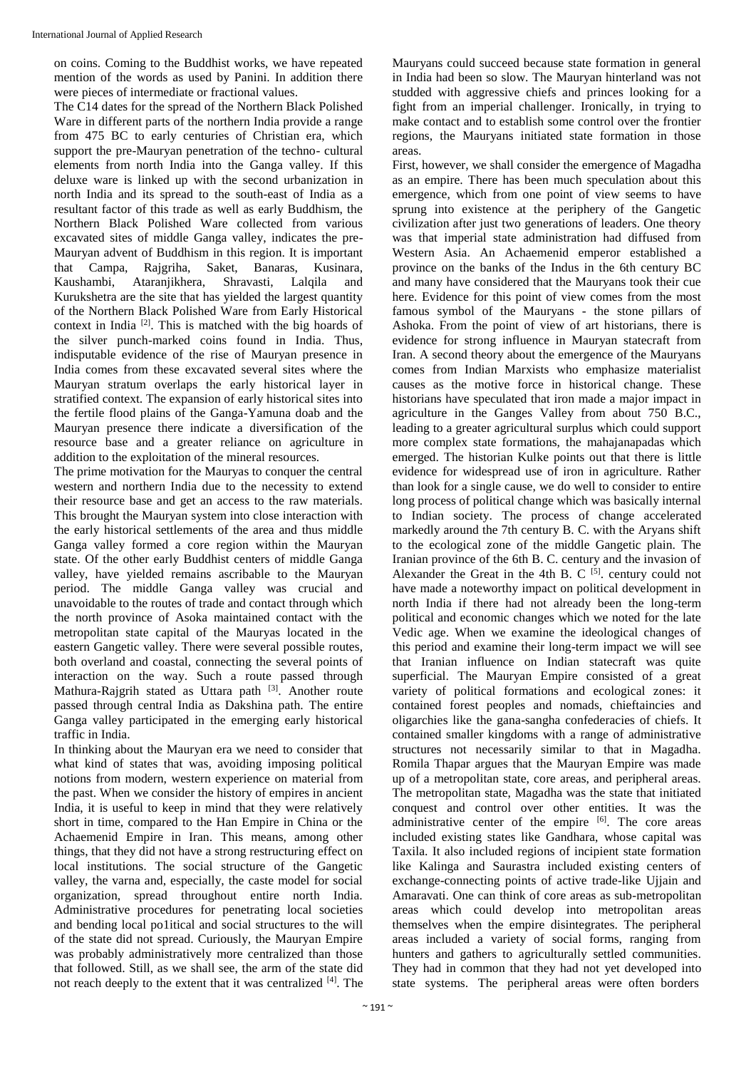on coins. Coming to the Buddhist works, we have repeated mention of the words as used by Panini. In addition there were pieces of intermediate or fractional values.

The C14 dates for the spread of the Northern Black Polished Ware in different parts of the northern India provide a range from 475 BC to early centuries of Christian era, which support the pre-Mauryan penetration of the techno- cultural elements from north India into the Ganga valley. If this deluxe ware is linked up with the second urbanization in north India and its spread to the south-east of India as a resultant factor of this trade as well as early Buddhism, the Northern Black Polished Ware collected from various excavated sites of middle Ganga valley, indicates the pre-Mauryan advent of Buddhism in this region. It is important that Campa, Rajgriha, Saket, Banaras, Kusinara, Kaushambi, Ataranjikhera, Shravasti, Lalqila and Kurukshetra are the site that has yielded the largest quantity of the Northern Black Polished Ware from Early Historical context in India [2]. This is matched with the big hoards of the silver punch-marked coins found in India. Thus, indisputable evidence of the rise of Mauryan presence in India comes from these excavated several sites where the Mauryan stratum overlaps the early historical layer in stratified context. The expansion of early historical sites into the fertile flood plains of the Ganga-Yamuna doab and the Mauryan presence there indicate a diversification of the resource base and a greater reliance on agriculture in addition to the exploitation of the mineral resources.

The prime motivation for the Mauryas to conquer the central western and northern India due to the necessity to extend their resource base and get an access to the raw materials. This brought the Mauryan system into close interaction with the early historical settlements of the area and thus middle Ganga valley formed a core region within the Mauryan state. Of the other early Buddhist centers of middle Ganga valley, have yielded remains ascribable to the Mauryan period. The middle Ganga valley was crucial and unavoidable to the routes of trade and contact through which the north province of Asoka maintained contact with the metropolitan state capital of the Mauryas located in the eastern Gangetic valley. There were several possible routes, both overland and coastal, connecting the several points of interaction on the way. Such a route passed through Mathura-Rajgrih stated as Uttara path [3]. Another route passed through central India as Dakshina path. The entire Ganga valley participated in the emerging early historical traffic in India.

In thinking about the Mauryan era we need to consider that what kind of states that was, avoiding imposing political notions from modern, western experience on material from the past. When we consider the history of empires in ancient India, it is useful to keep in mind that they were relatively short in time, compared to the Han Empire in China or the Achaemenid Empire in Iran. This means, among other things, that they did not have a strong restructuring effect on local institutions. The social structure of the Gangetic valley, the varna and, especially, the caste model for social organization, spread throughout entire north India. Administrative procedures for penetrating local societies and bending local po1itical and social structures to the will of the state did not spread. Curiously, the Mauryan Empire was probably administratively more centralized than those that followed. Still, as we shall see, the arm of the state did not reach deeply to the extent that it was centralized [4]. The Mauryans could succeed because state formation in general in India had been so slow. The Mauryan hinterland was not studded with aggressive chiefs and princes looking for a fight from an imperial challenger. Ironically, in trying to make contact and to establish some control over the frontier regions, the Mauryans initiated state formation in those areas.

First, however, we shall consider the emergence of Magadha as an empire. There has been much speculation about this emergence, which from one point of view seems to have sprung into existence at the periphery of the Gangetic civilization after just two generations of leaders. One theory was that imperial state administration had diffused from Western Asia. An Achaemenid emperor established a province on the banks of the Indus in the 6th century BC and many have considered that the Mauryans took their cue here. Evidence for this point of view comes from the most famous symbol of the Mauryans - the stone pillars of Ashoka. From the point of view of art historians, there is evidence for strong influence in Mauryan statecraft from Iran. A second theory about the emergence of the Mauryans comes from Indian Marxists who emphasize materialist causes as the motive force in historical change. These historians have speculated that iron made a major impact in agriculture in the Ganges Valley from about 750 B.C., leading to a greater agricultural surplus which could support more complex state formations, the mahajanapadas which emerged. The historian Kulke points out that there is little evidence for widespread use of iron in agriculture. Rather than look for a single cause, we do well to consider to entire long process of political change which was basically internal to Indian society. The process of change accelerated markedly around the 7th century B. C. with the Aryans shift to the ecological zone of the middle Gangetic plain. The Iranian province of the 6th B. C. century and the invasion of Alexander the Great in the 4th B. C [5]. century could not have made a noteworthy impact on political development in north India if there had not already been the long-term political and economic changes which we noted for the late Vedic age. When we examine the ideological changes of this period and examine their long-term impact we will see that Iranian influence on Indian statecraft was quite superficial. The Mauryan Empire consisted of a great variety of political formations and ecological zones: it contained forest peoples and nomads, chieftaincies and oligarchies like the gana-sangha confederacies of chiefs. It contained smaller kingdoms with a range of administrative structures not necessarily similar to that in Magadha. Romila Thapar argues that the Mauryan Empire was made up of a metropolitan state, core areas, and peripheral areas. The metropolitan state, Magadha was the state that initiated conquest and control over other entities. It was the administrative center of the empire [6]. The core areas included existing states like Gandhara, whose capital was Taxila. It also included regions of incipient state formation like Kalinga and Saurastra included existing centers of exchange-connecting points of active trade-like Ujjain and Amaravati. One can think of core areas as sub-metropolitan areas which could develop into metropolitan areas themselves when the empire disintegrates. The peripheral areas included a variety of social forms, ranging from hunters and gathers to agriculturally settled communities. They had in common that they had not yet developed into state systems. The peripheral areas were often borders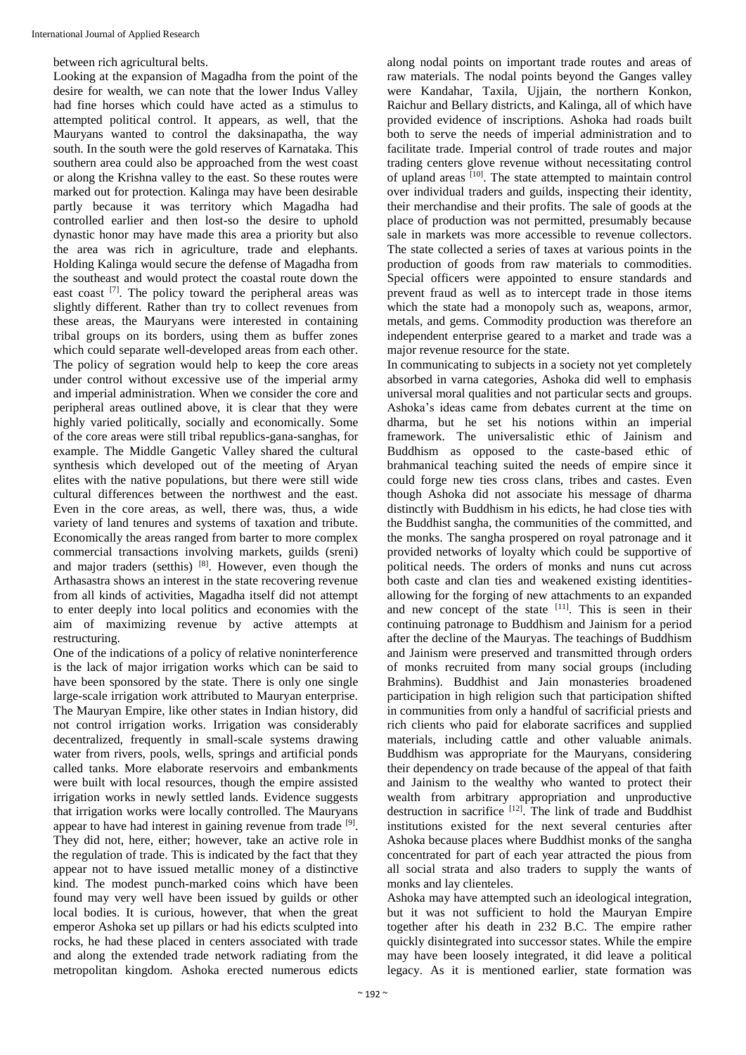between rich agricultural belts.

Looking at the expansion of Magadha from the point of the desire for wealth, we can note that the lower Indus Valley had fine horses which could have acted as a stimulus to attempted political control. It appears, as well, that the Mauryans wanted to control the daksinapatha, the way south. In the south were the gold reserves of Karnataka. This southern area could also be approached from the west coast or along the Krishna valley to the east. So these routes were marked out for protection. Kalinga may have been desirable partly because it was territory which Magadha had controlled earlier and then lost-so the desire to uphold dynastic honor may have made this area a priority but also the area was rich in agriculture, trade and elephants. Holding Kalinga would secure the defense of Magadha from the southeast and would protect the coastal route down the east coast [7]. The policy toward the peripheral areas was slightly different. Rather than try to collect revenues from these areas, the Mauryans were interested in containing tribal groups on its borders, using them as buffer zones which could separate well-developed areas from each other. The policy of segration would help to keep the core areas under control without excessive use of the imperial army and imperial administration. When we consider the core and peripheral areas outlined above, it is clear that they were highly varied politically, socially and economically. Some of the core areas were still tribal republics-gana-sanghas, for example. The Middle Gangetic Valley shared the cultural synthesis which developed out of the meeting of Aryan elites with the native populations, but there were still wide cultural differences between the northwest and the east. Even in the core areas, as well, there was, thus, a wide variety of land tenures and systems of taxation and tribute. Economically the areas ranged from barter to more complex commercial transactions involving markets, guilds (sreni) and major traders (setthis) [8]. However, even though the Arthasastra shows an interest in the state recovering revenue from all kinds of activities, Magadha itself did not attempt to enter deeply into local politics and economies with the aim of maximizing revenue by active attempts at restructuring.

One of the indications of a policy of relative noninterference is the lack of major irrigation works which can be said to have been sponsored by the state. There is only one single large-scale irrigation work attributed to Mauryan enterprise. The Mauryan Empire, like other states in Indian history, did not control irrigation works. Irrigation was considerably decentralized, frequently in small-scale systems drawing water from rivers, pools, wells, springs and artificial ponds called tanks. More elaborate reservoirs and embankments were built with local resources, though the empire assisted irrigation works in newly settled lands. Evidence suggests that irrigation works were locally controlled. The Mauryans appear to have had interest in gaining revenue from trade [9]. They did not, here, either; however, take an active role in the regulation of trade. This is indicated by the fact that they appear not to have issued metallic money of a distinctive kind. The modest punch-marked coins which have been found may very well have been issued by guilds or other local bodies. It is curious, however, that when the great emperor Ashoka set up pillars or had his edicts sculpted into rocks, he had these placed in centers associated with trade and along the extended trade network radiating from the metropolitan kingdom. Ashoka erected numerous edicts along nodal points on important trade routes and areas of raw materials. The nodal points beyond the Ganges valley were Kandahar, Taxila, Ujjain, the northern Konkon, Raichur and Bellary districts, and Kalinga, all of which have provided evidence of inscriptions. Ashoka had roads built both to serve the needs of imperial administration and to facilitate trade. Imperial control of trade routes and major trading centers glove revenue without necessitating control of upland areas [10]. The state attempted to maintain control over individual traders and guilds, inspecting their identity, their merchandise and their profits. The sale of goods at the place of production was not permitted, presumably because sale in markets was more accessible to revenue collectors. The state collected a series of taxes at various points in the production of goods from raw materials to commodities. Special officers were appointed to ensure standards and prevent fraud as well as to intercept trade in those items which the state had a monopoly such as, weapons, armor, metals, and gems. Commodity production was therefore an independent enterprise geared to a market and trade was a major revenue resource for the state.

In communicating to subjects in a society not yet completely absorbed in varna categories, Ashoka did well to emphasis universal moral qualities and not particular sects and groups. Ashoka's ideas came from debates current at the time on dharma, but he set his notions within an imperial framework. The universalistic ethic of Jainism and Buddhism as opposed to the caste-based ethic of brahmanical teaching suited the needs of empire since it could forge new ties cross clans, tribes and castes. Even though Ashoka did not associate his message of dharma distinctly with Buddhism in his edicts, he had close ties with the Buddhist sangha, the communities of the committed, and the monks. The sangha prospered on royal patronage and it provided networks of loyalty which could be supportive of political needs. The orders of monks and nuns cut across both caste and clan ties and weakened existing identities-allowing for the forging of new attachments to an expanded and new concept of the state [11]. This is seen in their continuing patronage to Buddhism and Jainism for a period after the decline of the Mauryas. The teachings of Buddhism and Jainism were preserved and transmitted through orders of monks recruited from many social groups (including Brahmins). Buddhist and Jain monasteries broadened participation in high religion such that participation shifted in communities from only a handful of sacrificial priests and rich clients who paid for elaborate sacrifices and supplied materials, including cattle and other valuable animals. Buddhism was appropriate for the Mauryans, considering their dependency on trade because of the appeal of that faith and Jainism to the wealthy who wanted to protect their wealth from arbitrary appropriation and unproductive destruction in sacrifice [12]. The link of trade and Buddhist institutions existed for the next several centuries after Ashoka because places where Buddhist monks of the sangha concentrated for part of each year attracted the pious from all social strata and also traders to supply the wants of monks and lay clienteles.

Ashoka may have attempted such an ideological integration, but it was not sufficient to hold the Mauryan Empire together after his death in 232 B.C. The empire rather quickly disintegrated into successor states. While the empire may have been loosely integrated, it did leave a political legacy. As it is mentioned earlier, state formation was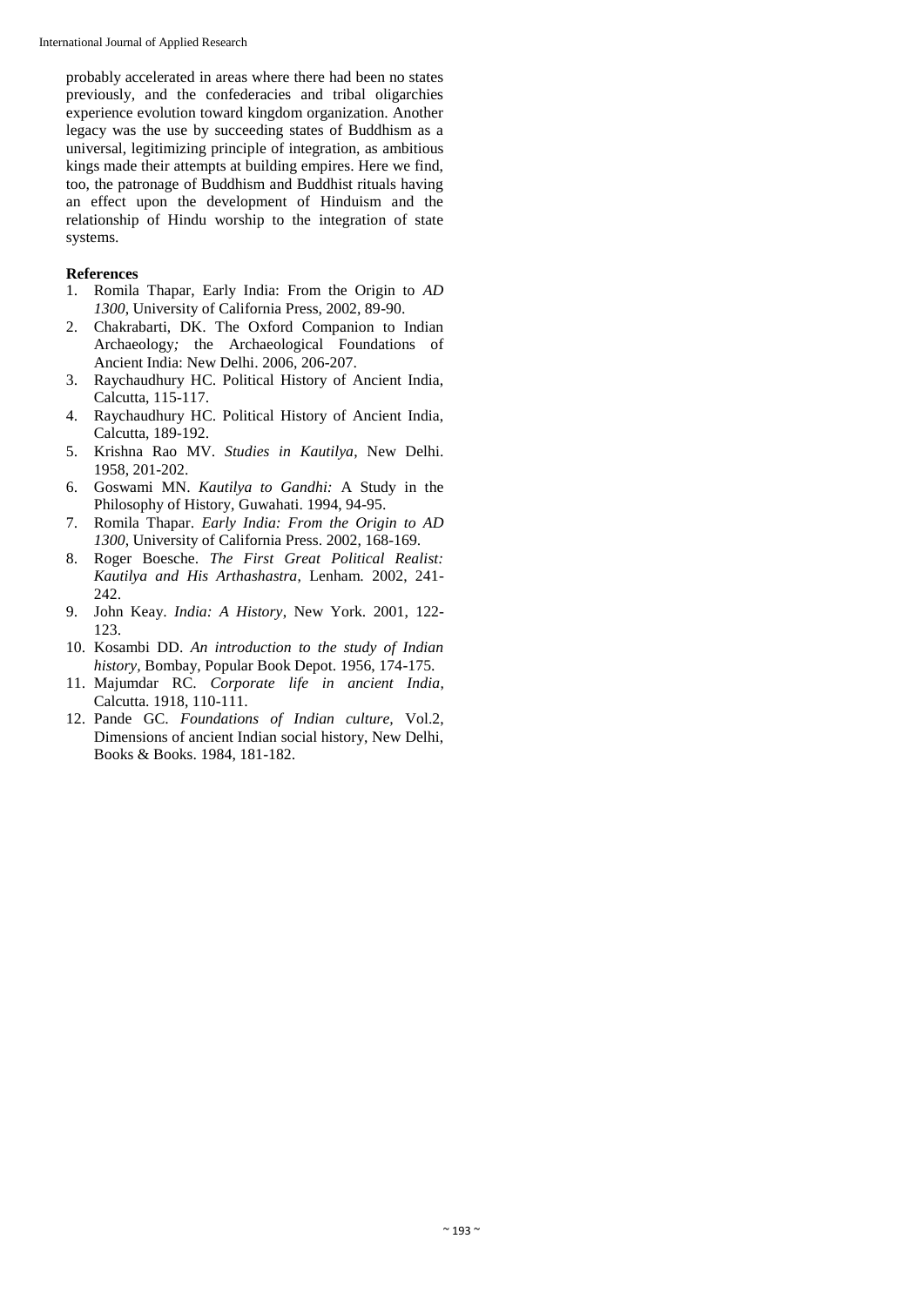probably accelerated in areas where there had been no states previously, and the confederacies and tribal oligarchies experience evolution toward kingdom organization. Another legacy was the use by succeeding states of Buddhism as a universal, legitimizing principle of integration, as ambitious kings made their attempts at building empires. Here we find, too, the patronage of Buddhism and Buddhist rituals having an effect upon the development of Hinduism and the relationship of Hindu worship to the integration of state systems.

**References**

1. Romila Thapar, Early India: From the Origin to *AD 1300*, University of California Press, 2002, 89-90.
2. Chakrabarti, DK. The Oxford Companion to Indian Archaeology*;* the Archaeological Foundations of Ancient India: New Delhi. 2006, 206-207.
3. Raychaudhury HC. Political History of Ancient India, Calcutta, 115-117.
4. Raychaudhury HC. Political History of Ancient India, Calcutta, 189-192.
5. Krishna Rao MV. *Studies in Kautilya*, New Delhi. 1958, 201-202.
6. Goswami MN. *Kautilya to Gandhi:* A Study in the Philosophy of History, Guwahati. 1994, 94-95.
7. Romila Thapar. *Early India: From the Origin to AD 1300*, University of California Press. 2002, 168-169.
8. Roger Boesche. *The First Great Political Realist: Kautilya and His Arthashastra*, Lenham. 2002, 241-242.
9. John Keay. *India: A History*, New York. 2001, 122-123.
10. Kosambi DD. *An introduction to the study of Indian history*, Bombay, Popular Book Depot. 1956, 174-175.
11. Majumdar RC. *Corporate life in ancient India*, Calcutta. 1918, 110-111.
12. Pande GC. *Foundations of Indian culture*, Vol.2, Dimensions of ancient Indian social history, New Delhi, Books & Books. 1984, 181-182.